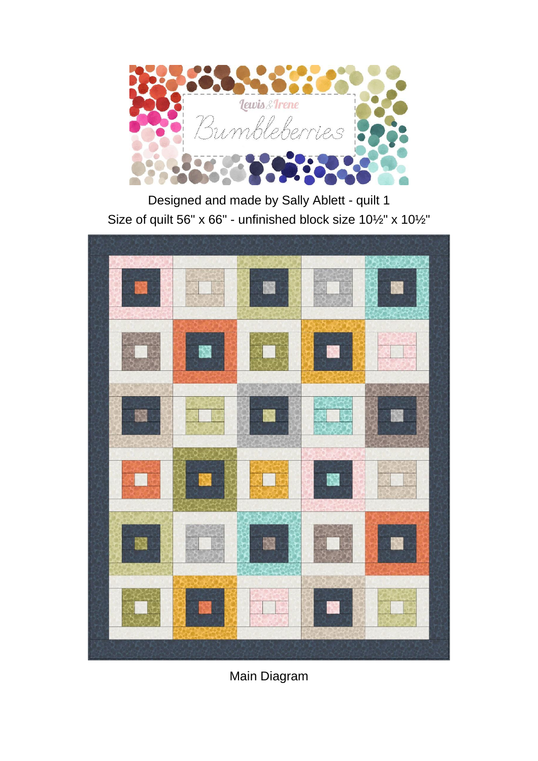Lewis & Irene

# Bumbleberries

Designed and made by Sally Ablett - quilt 1

Size of quilt 56" x 66" - unfinished block size 10½" x 10½"

Main Diagram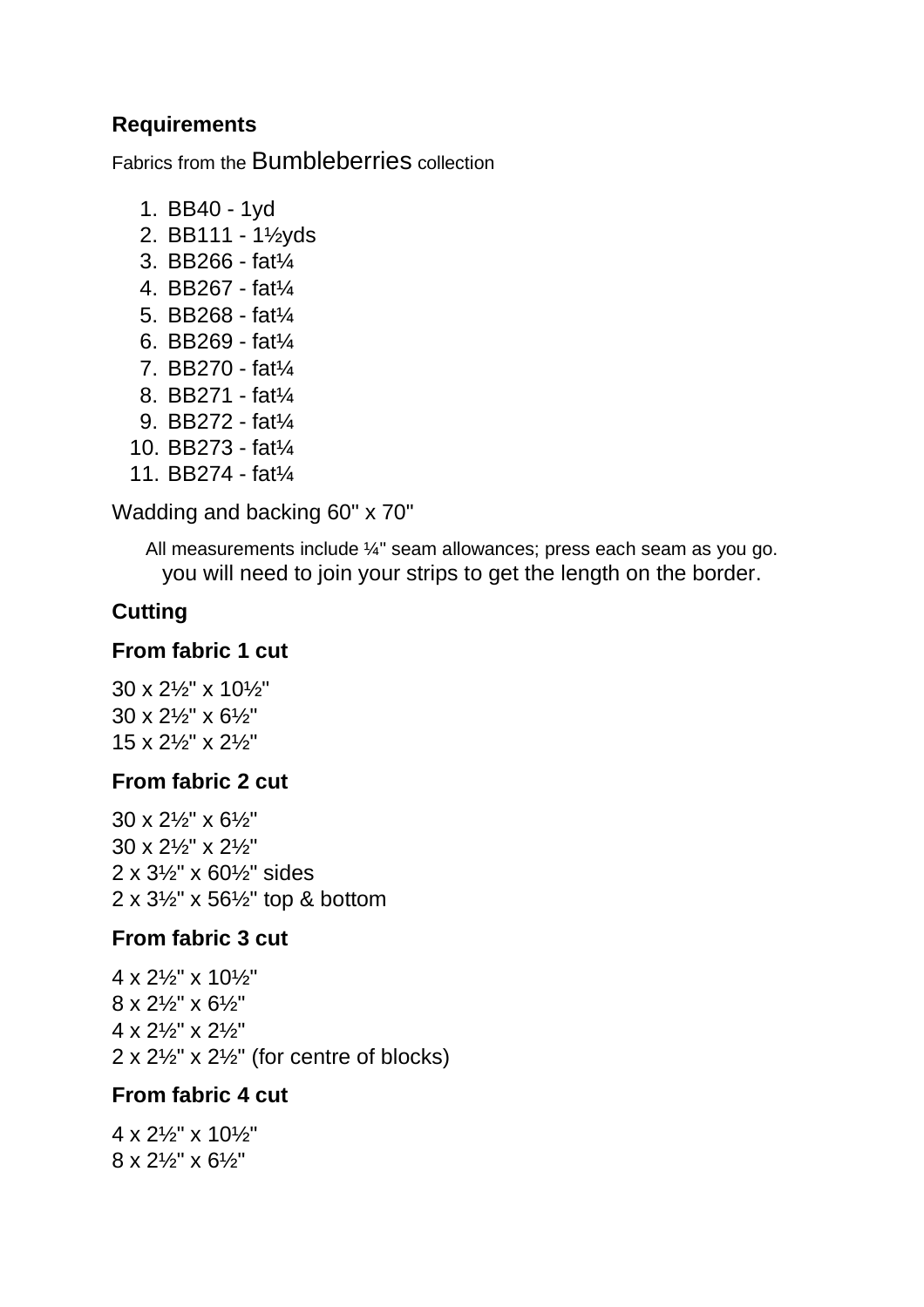### Requirements

Fabrics from the Bumbleberries collection

1. BB40 - 1yd
2. BB111 - 1½yds
3. BB266 - fat¼
4. BB267 - fat¼
5. BB268 - fat¼
6. BB269 - fat¼
7. BB270 - fat¼
8. BB271 - fat¼
9. BB272 - fat¼
10. BB273 - fat¼
11. BB274 - fat¼

Wadding and backing 60" x 70"

All measurements include ¼" seam allowances; press each seam as you go.
you will need to join your strips to get the length on the border.

### Cutting

#### From fabric 1 cut

30 x 2½" x 10½"
30 x 2½" x 6½"
15 x 2½" x 2½"

#### From fabric 2 cut

30 x 2½" x 6½"
30 x 2½" x 2½"
2 x 3½" x 60½" sides
2 x 3½" x 56½" top & bottom

#### From fabric 3 cut

4 x 2½" x 10½"
8 x 2½" x 6½"
4 x 2½" x 2½"
2 x 2½" x 2½" (for centre of blocks)

#### From fabric 4 cut

4 x 2½" x 10½"
8 x 2½" x 6½"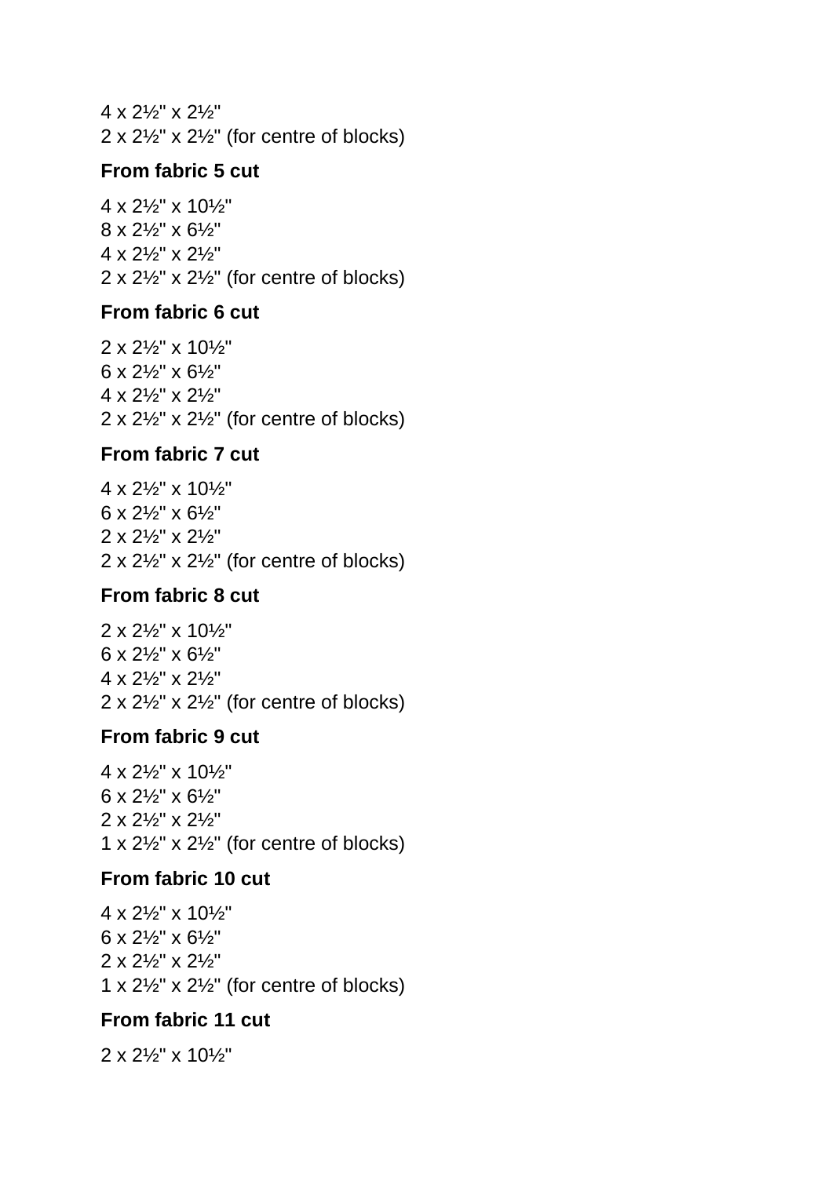4 x 2½" x 2½"
2 x 2½" x 2½" (for centre of blocks)

**From fabric 5 cut**

4 x 2½" x 10½"
8 x 2½" x 6½"
4 x 2½" x 2½"
2 x 2½" x 2½" (for centre of blocks)

**From fabric 6 cut**

2 x 2½" x 10½"
6 x 2½" x 6½"
4 x 2½" x 2½"
2 x 2½" x 2½" (for centre of blocks)

**From fabric 7 cut**

4 x 2½" x 10½"
6 x 2½" x 6½"
2 x 2½" x 2½"
2 x 2½" x 2½" (for centre of blocks)

**From fabric 8 cut**

2 x 2½" x 10½"
6 x 2½" x 6½"
4 x 2½" x 2½"
2 x 2½" x 2½" (for centre of blocks)

**From fabric 9 cut**

4 x 2½" x 10½"
6 x 2½" x 6½"
2 x 2½" x 2½"
1 x 2½" x 2½" (for centre of blocks)

**From fabric 10 cut**

4 x 2½" x 10½"
6 x 2½" x 6½"
2 x 2½" x 2½"
1 x 2½" x 2½" (for centre of blocks)

**From fabric 11 cut**

2 x 2½" x 10½"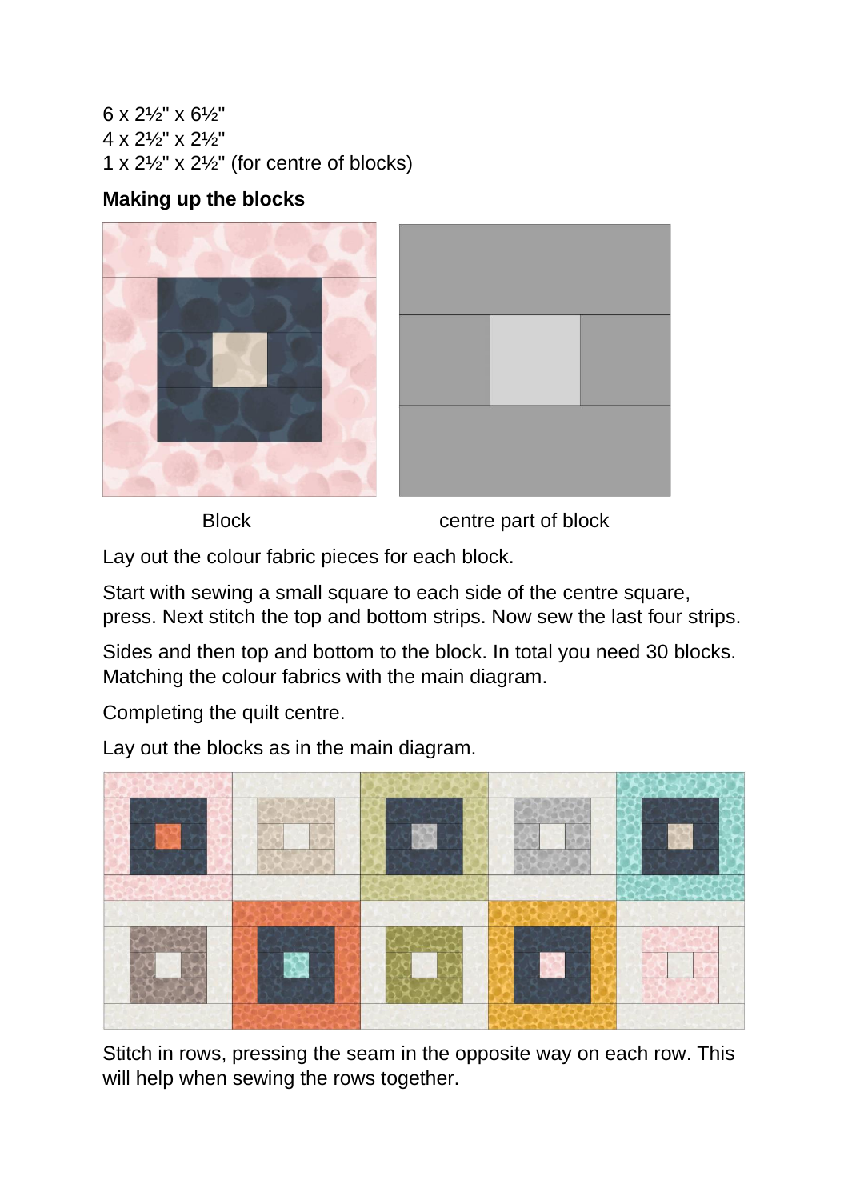6 x 2½" x 6½"
4 x 2½" x 2½"
1 x 2½" x 2½" (for centre of blocks)

**Making up the blocks**

Block

centre part of block

Lay out the colour fabric pieces for each block.

Start with sewing a small square to each side of the centre square, press. Next stitch the top and bottom strips. Now sew the last four strips.

Sides and then top and bottom to the block. In total you need 30 blocks. Matching the colour fabrics with the main diagram.

Completing the quilt centre.

Lay out the blocks as in the main diagram.

Stitch in rows, pressing the seam in the opposite way on each row. This will help when sewing the rows together.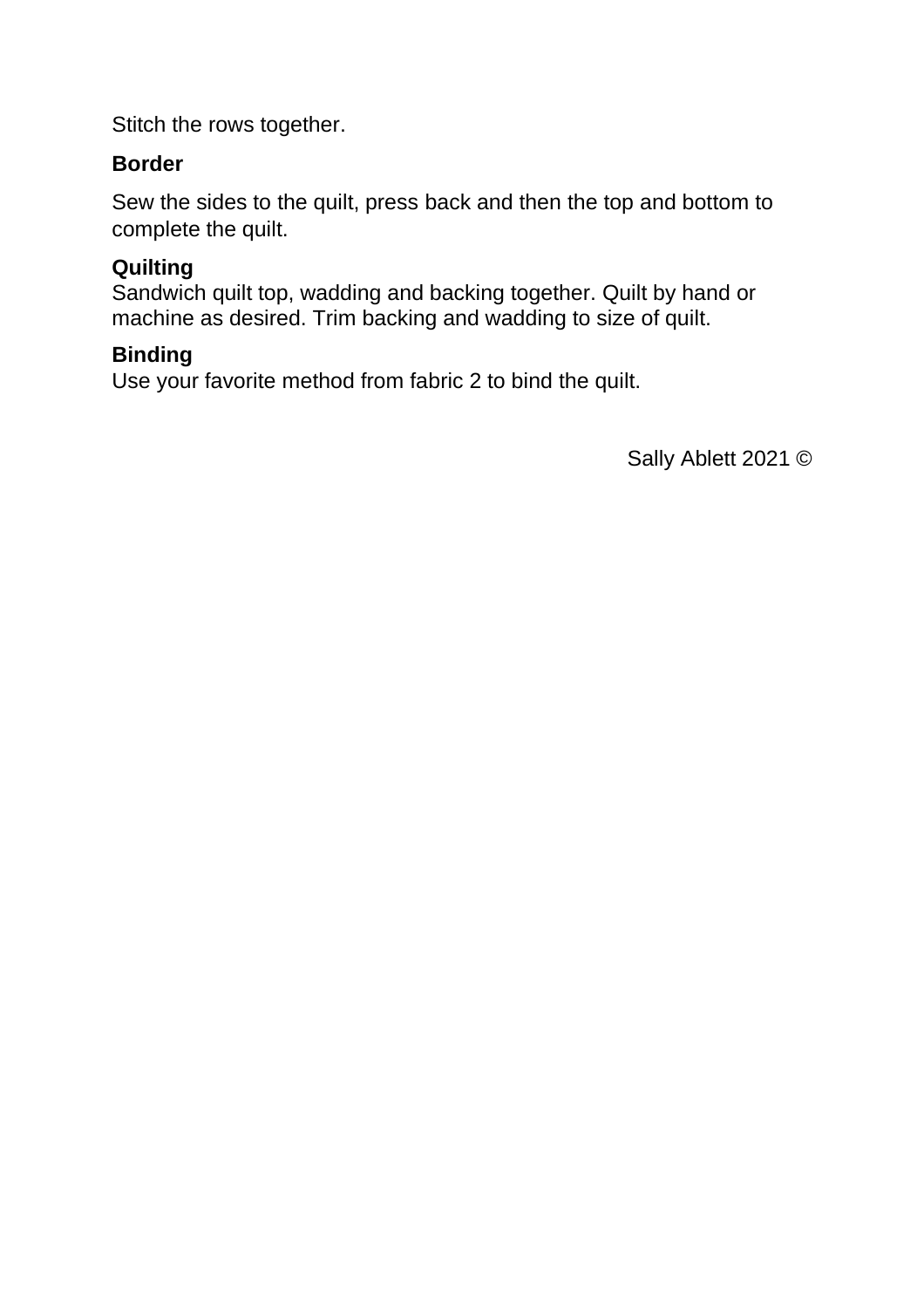Stitch the rows together.

**Border**

Sew the sides to the quilt, press back and then the top and bottom to complete the quilt.

**Quilting**

Sandwich quilt top, wadding and backing together. Quilt by hand or machine as desired. Trim backing and wadding to size of quilt.

**Binding**

Use your favorite method from fabric 2 to bind the quilt.

Sally Ablett 2021 ©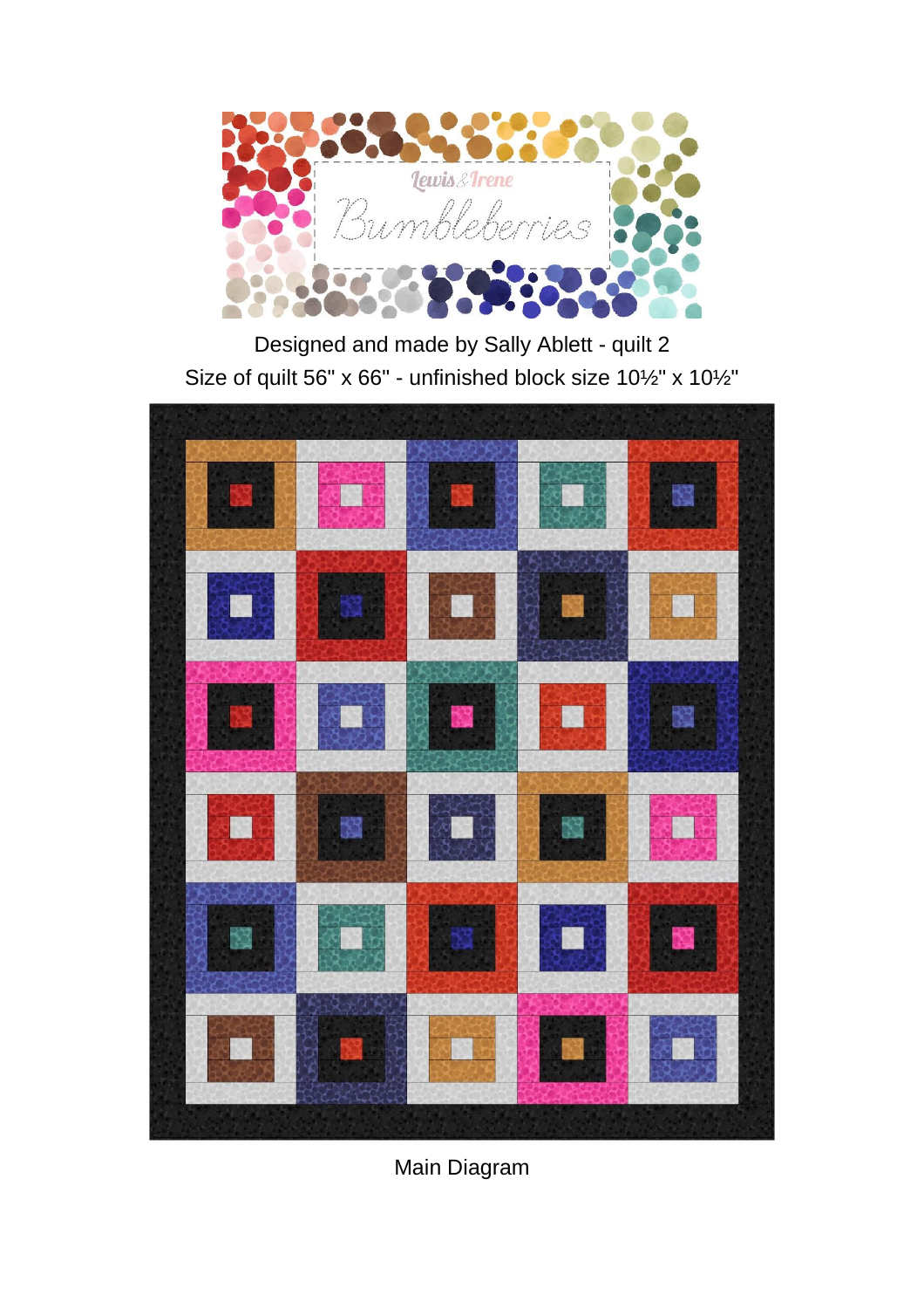Lewis & Irene

Bumbleberries

Designed and made by Sally Ablett - quilt 2

Size of quilt 56" x 66" - unfinished block size 10½" x 10½"

Main Diagram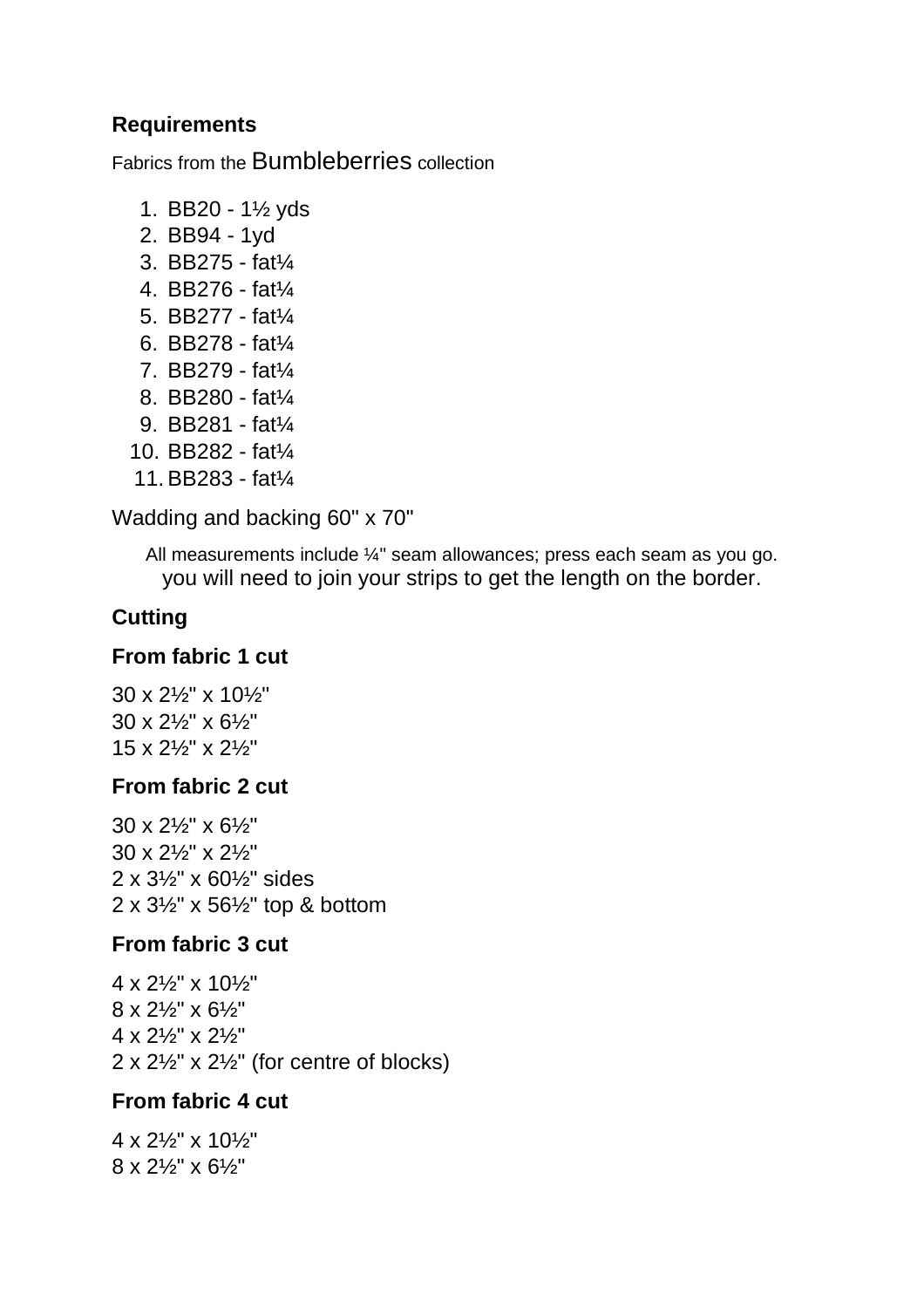## Requirements

Fabrics from the Bumbleberries collection

1. BB20 - 1½ yds
2. BB94 - 1yd
3. BB275 - fat¼
4. BB276 - fat¼
5. BB277 - fat¼
6. BB278 - fat¼
7. BB279 - fat¼
8. BB280 - fat¼
9. BB281 - fat¼
10. BB282 - fat¼
11. BB283 - fat¼

Wadding and backing 60" x 70"

All measurements include ¼" seam allowances; press each seam as you go.
you will need to join your strips to get the length on the border.

## Cutting

### From fabric 1 cut

30 x 2½" x 10½"
30 x 2½" x 6½"
15 x 2½" x 2½"

### From fabric 2 cut

30 x 2½" x 6½"
30 x 2½" x 2½"
2 x 3½" x 60½" sides
2 x 3½" x 56½" top & bottom

### From fabric 3 cut

4 x 2½" x 10½"
8 x 2½" x 6½"
4 x 2½" x 2½"
2 x 2½" x 2½" (for centre of blocks)

### From fabric 4 cut

4 x 2½" x 10½"
8 x 2½" x 6½"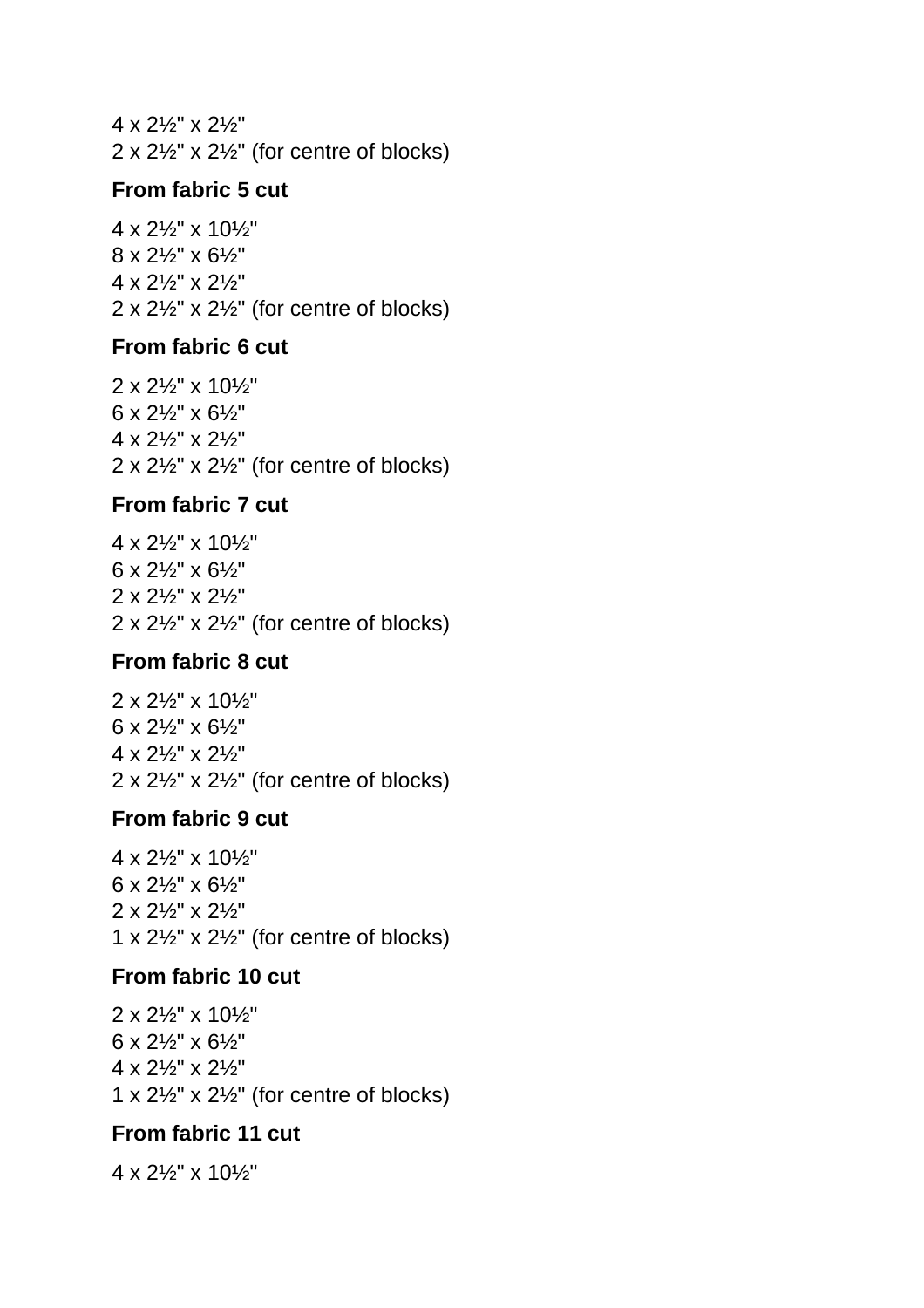4 x 2½" x 2½"
2 x 2½" x 2½" (for centre of blocks)

**From fabric 5 cut**

4 x 2½" x 10½"
8 x 2½" x 6½"
4 x 2½" x 2½"
2 x 2½" x 2½" (for centre of blocks)

**From fabric 6 cut**

2 x 2½" x 10½"
6 x 2½" x 6½"
4 x 2½" x 2½"
2 x 2½" x 2½" (for centre of blocks)

**From fabric 7 cut**

4 x 2½" x 10½"
6 x 2½" x 6½"
2 x 2½" x 2½"
2 x 2½" x 2½" (for centre of blocks)

**From fabric 8 cut**

2 x 2½" x 10½"
6 x 2½" x 6½"
4 x 2½" x 2½"
2 x 2½" x 2½" (for centre of blocks)

**From fabric 9 cut**

4 x 2½" x 10½"
6 x 2½" x 6½"
2 x 2½" x 2½"
1 x 2½" x 2½" (for centre of blocks)

**From fabric 10 cut**

2 x 2½" x 10½"
6 x 2½" x 6½"
4 x 2½" x 2½"
1 x 2½" x 2½" (for centre of blocks)

**From fabric 11 cut**

4 x 2½" x 10½"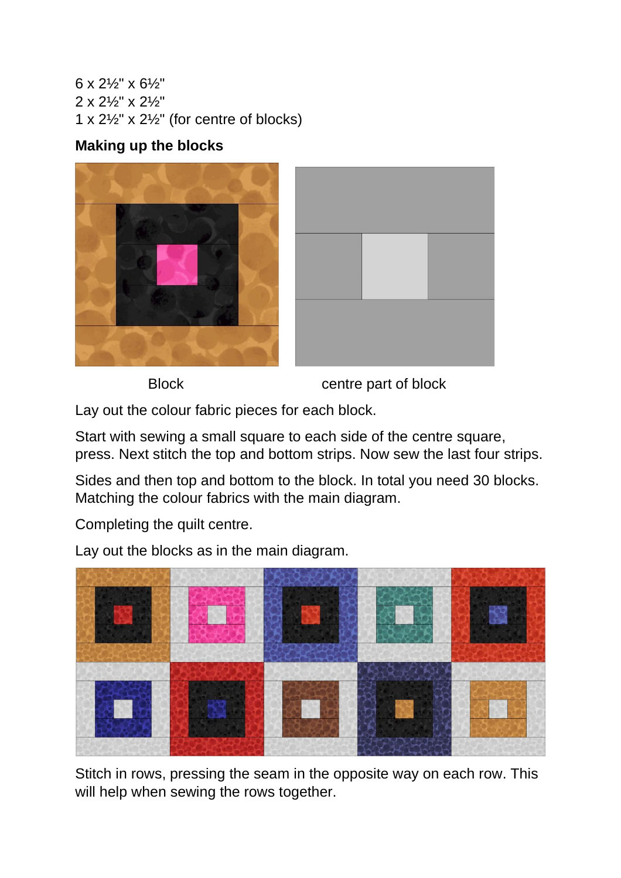6 x 2½" x 6½"
2 x 2½" x 2½"
1 x 2½" x 2½" (for centre of blocks)

**Making up the blocks**

Block                    centre part of block

Lay out the colour fabric pieces for each block.

Start with sewing a small square to each side of the centre square, press. Next stitch the top and bottom strips. Now sew the last four strips.

Sides and then top and bottom to the block. In total you need 30 blocks. Matching the colour fabrics with the main diagram.

Completing the quilt centre.

Lay out the blocks as in the main diagram.

Stitch in rows, pressing the seam in the opposite way on each row. This will help when sewing the rows together.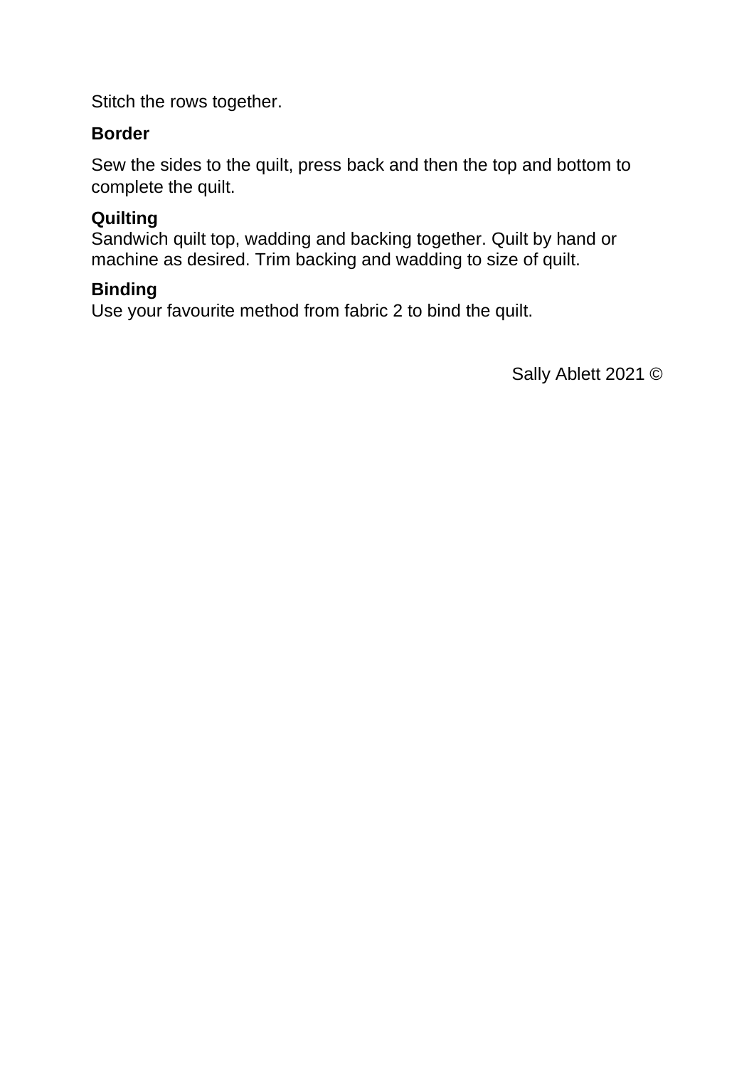Stitch the rows together.

**Border**

Sew the sides to the quilt, press back and then the top and bottom to complete the quilt.

**Quilting**
Sandwich quilt top, wadding and backing together. Quilt by hand or machine as desired. Trim backing and wadding to size of quilt.

**Binding**
Use your favourite method from fabric 2 to bind the quilt.

Sally Ablett 2021 ©